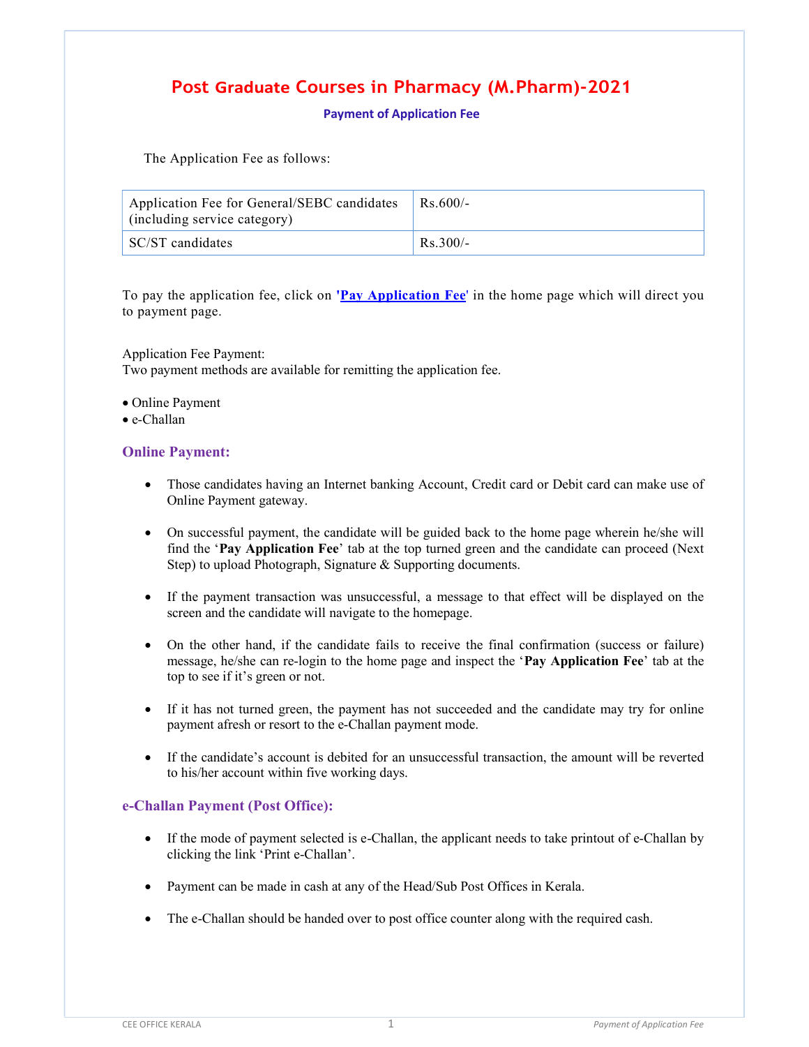# Post Graduate Courses in Pharmacy (M.Pharm)-2021

## Payment of Application Fee

The Application Fee as follows:

| Application Fee for General/SEBC candidates (including service category) | Rs.600/- |
|---|---|
| SC/ST candidates | Rs.300/- |

To pay the application fee, click on '**Pay Application Fee**' in the home page which will direct you to payment page.

Application Fee Payment:
Two payment methods are available for remitting the application fee.

- Online Payment
- e-Challan

### Online Payment:

- Those candidates having an Internet banking Account, Credit card or Debit card can make use of Online Payment gateway.
- On successful payment, the candidate will be guided back to the home page wherein he/she will find the '**Pay Application Fee**' tab at the top turned green and the candidate can proceed (Next Step) to upload Photograph, Signature & Supporting documents.
- If the payment transaction was unsuccessful, a message to that effect will be displayed on the screen and the candidate will navigate to the homepage.
- On the other hand, if the candidate fails to receive the final confirmation (success or failure) message, he/she can re-login to the home page and inspect the '**Pay Application Fee**' tab at the top to see if it's green or not.
- If it has not turned green, the payment has not succeeded and the candidate may try for online payment afresh or resort to the e-Challan payment mode.
- If the candidate's account is debited for an unsuccessful transaction, the amount will be reverted to his/her account within five working days.

### e-Challan Payment (Post Office):

- If the mode of payment selected is e-Challan, the applicant needs to take printout of e-Challan by clicking the link 'Print e-Challan'.
- Payment can be made in cash at any of the Head/Sub Post Offices in Kerala.
- The e-Challan should be handed over to post office counter along with the required cash.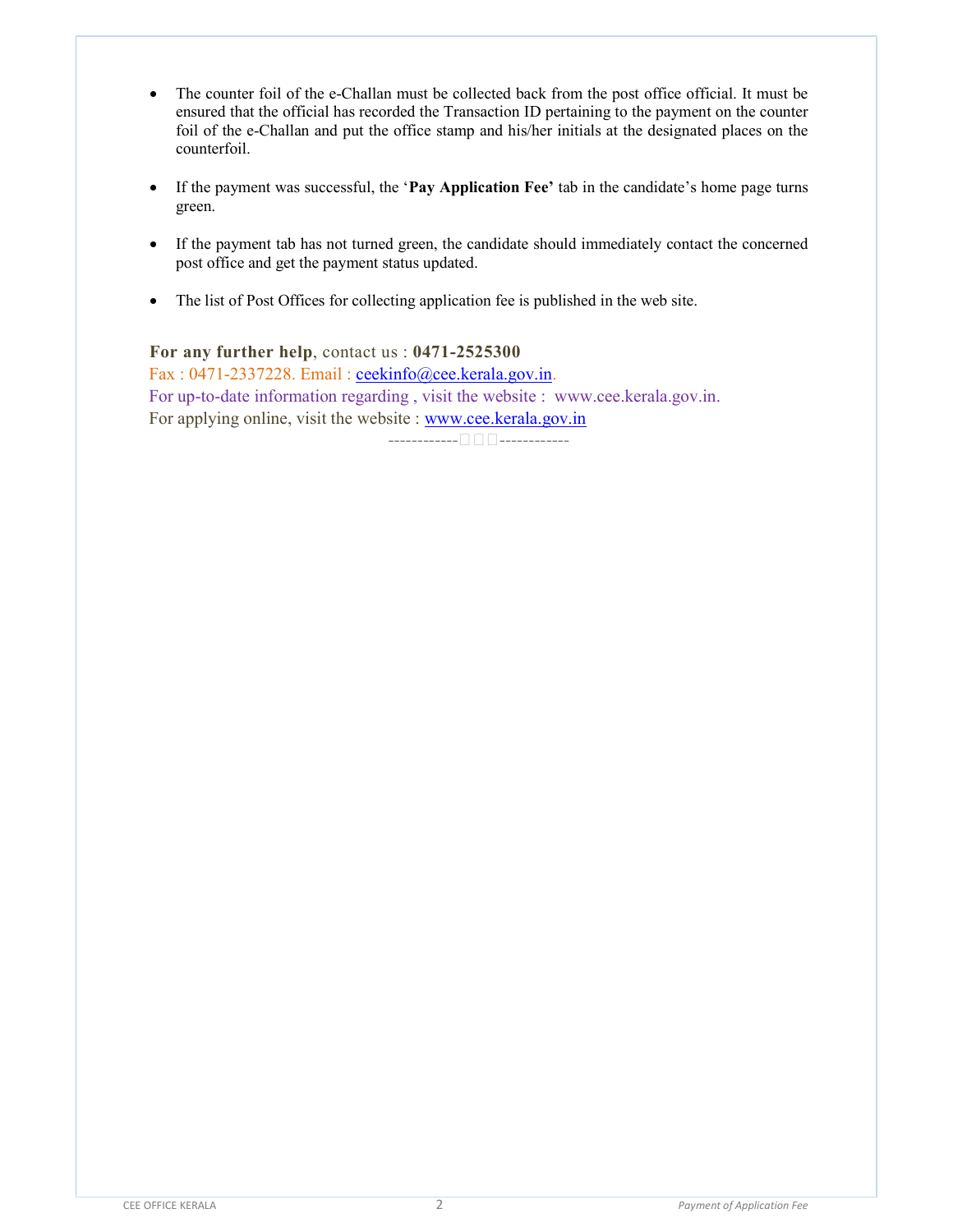- The counter foil of the e-Challan must be collected back from the post office official. It must be ensured that the official has recorded the Transaction ID pertaining to the payment on the counter foil of the e-Challan and put the office stamp and his/her initials at the designated places on the counterfoil.

- If the payment was successful, the '**Pay Application Fee'** tab in the candidate's home page turns green.

- If the payment tab has not turned green, the candidate should immediately contact the concerned post office and get the payment status updated.

- The list of Post Offices for collecting application fee is published in the web site.

**For any further help**, contact us : **0471-2525300**
Fax : 0471-2337228. Email : ceekinfo@cee.kerala.gov.in.
For up-to-date information regarding , visit the website : www.cee.kerala.gov.in.
For applying online, visit the website : www.cee.kerala.gov.in

------------------------